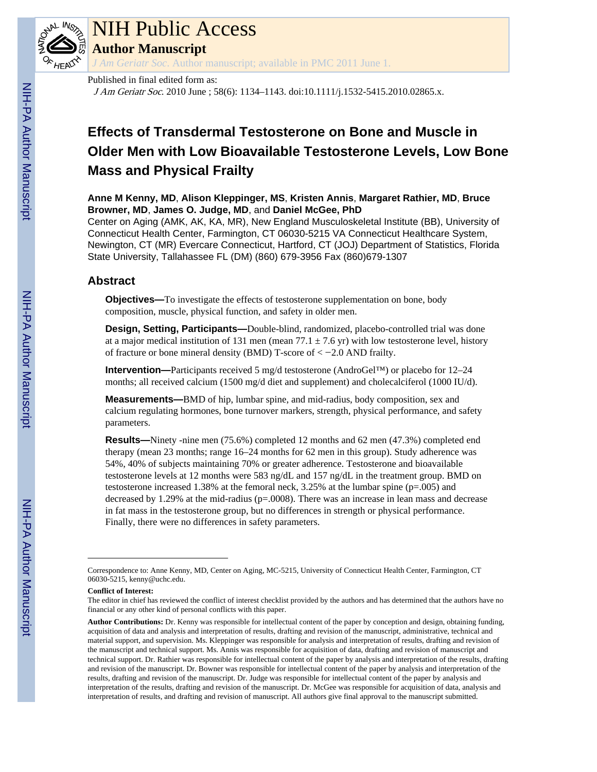# NIH Public Access

## Author Manuscript

*J Am Geriatr Soc*. Author manuscript; available in PMC 2011 June 1.

Published in final edited form as:

*J Am Geriatr Soc*. 2010 June ; 58(6): 1134–1143. doi:10.1111/j.1532-5415.2010.02865.x.

# Effects of Transdermal Testosterone on Bone and Muscle in Older Men with Low Bioavailable Testosterone Levels, Low Bone Mass and Physical Frailty

**Anne M Kenny, MD**, **Alison Kleppinger, MS**, **Kristen Annis**, **Margaret Rathier, MD**, **Bruce Browner, MD**, **James O. Judge, MD**, and **Daniel McGee, PhD**

Center on Aging (AMK, AK, KA, MR), New England Musculoskeletal Institute (BB), University of Connecticut Health Center, Farmington, CT 06030-5215 VA Connecticut Healthcare System, Newington, CT (MR) Evercare Connecticut, Hartford, CT (JOJ) Department of Statistics, Florida State University, Tallahassee FL (DM) (860) 679-3956 Fax (860)679-1307

## Abstract

**Objectives—**To investigate the effects of testosterone supplementation on bone, body composition, muscle, physical function, and safety in older men.

**Design, Setting, Participants—**Double-blind, randomized, placebo-controlled trial was done at a major medical institution of 131 men (mean 77.1 ± 7.6 yr) with low testosterone level, history of fracture or bone mineral density (BMD) T-score of < −2.0 AND frailty.

**Intervention—**Participants received 5 mg/d testosterone (AndroGel™) or placebo for 12–24 months; all received calcium (1500 mg/d diet and supplement) and cholecalciferol (1000 IU/d).

**Measurements—**BMD of hip, lumbar spine, and mid-radius, body composition, sex and calcium regulating hormones, bone turnover markers, strength, physical performance, and safety parameters.

**Results—**Ninety -nine men (75.6%) completed 12 months and 62 men (47.3%) completed end therapy (mean 23 months; range 16–24 months for 62 men in this group). Study adherence was 54%, 40% of subjects maintaining 70% or greater adherence. Testosterone and bioavailable testosterone levels at 12 months were 583 ng/dL and 157 ng/dL in the treatment group. BMD on testosterone increased 1.38% at the femoral neck, 3.25% at the lumbar spine (p=.005) and decreased by 1.29% at the mid-radius (p=.0008). There was an increase in lean mass and decrease in fat mass in the testosterone group, but no differences in strength or physical performance. Finally, there were no differences in safety parameters.

---

Correspondence to: Anne Kenny, MD, Center on Aging, MC-5215, University of Connecticut Health Center, Farmington, CT 06030-5215, kenny@uchc.edu.

**Conflict of Interest:**

The editor in chief has reviewed the conflict of interest checklist provided by the authors and has determined that the authors have no financial or any other kind of personal conflicts with this paper.

**Author Contributions:** Dr. Kenny was responsible for intellectual content of the paper by conception and design, obtaining funding, acquisition of data and analysis and interpretation of results, drafting and revision of the manuscript, administrative, technical and material support, and supervision. Ms. Kleppinger was responsible for analysis and interpretation of results, drafting and revision of the manuscript and technical support. Ms. Annis was responsible for acquisition of data, drafting and revision of manuscript and technical support. Dr. Rathier was responsible for intellectual content of the paper by analysis and interpretation of the results, drafting and revision of the manuscript. Dr. Bowner was responsible for intellectual content of the paper by analysis and interpretation of the results, drafting and revision of the manuscript. Dr. Judge was responsible for intellectual content of the paper by analysis and interpretation of the results, drafting and revision of the manuscript. Dr. McGee was responsible for acquisition of data, analysis and interpretation of results, and drafting and revision of manuscript. All authors give final approval to the manuscript submitted.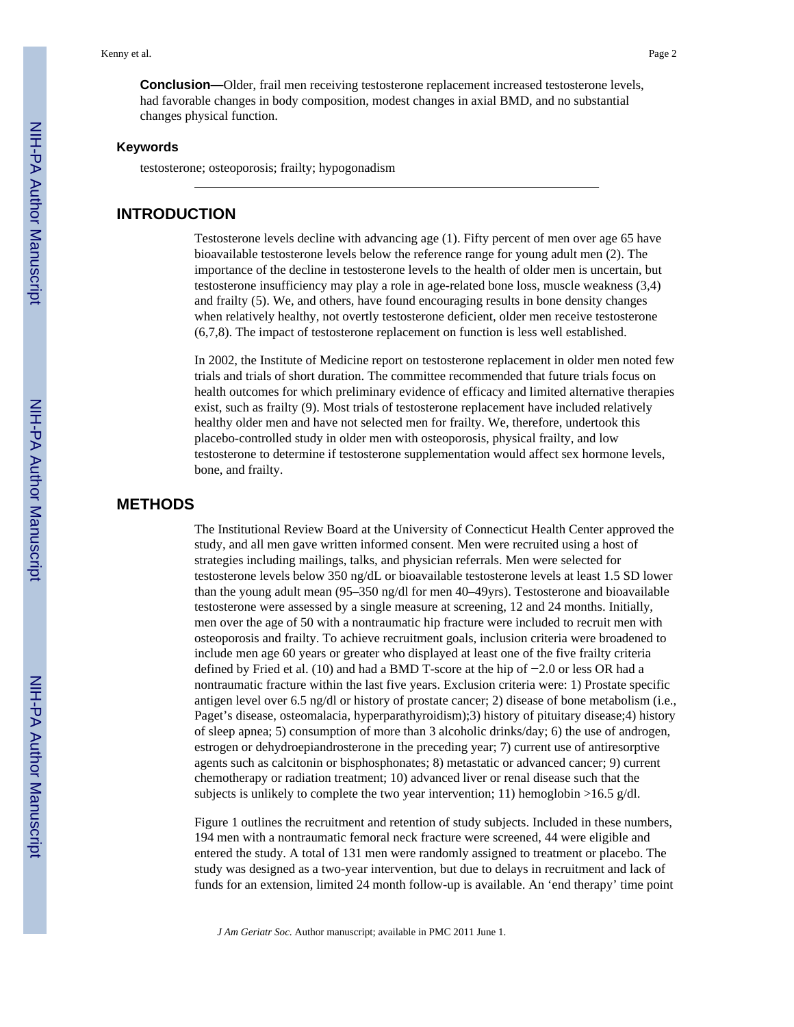**Conclusion—**Older, frail men receiving testosterone replacement increased testosterone levels, had favorable changes in body composition, modest changes in axial BMD, and no substantial changes physical function.

### Keywords

testosterone; osteoporosis; frailty; hypogonadism

## INTRODUCTION

Testosterone levels decline with advancing age (1). Fifty percent of men over age 65 have bioavailable testosterone levels below the reference range for young adult men (2). The importance of the decline in testosterone levels to the health of older men is uncertain, but testosterone insufficiency may play a role in age-related bone loss, muscle weakness (3,4) and frailty (5). We, and others, have found encouraging results in bone density changes when relatively healthy, not overtly testosterone deficient, older men receive testosterone (6,7,8). The impact of testosterone replacement on function is less well established.

In 2002, the Institute of Medicine report on testosterone replacement in older men noted few trials and trials of short duration. The committee recommended that future trials focus on health outcomes for which preliminary evidence of efficacy and limited alternative therapies exist, such as frailty (9). Most trials of testosterone replacement have included relatively healthy older men and have not selected men for frailty. We, therefore, undertook this placebo-controlled study in older men with osteoporosis, physical frailty, and low testosterone to determine if testosterone supplementation would affect sex hormone levels, bone, and frailty.

## METHODS

The Institutional Review Board at the University of Connecticut Health Center approved the study, and all men gave written informed consent. Men were recruited using a host of strategies including mailings, talks, and physician referrals. Men were selected for testosterone levels below 350 ng/dL or bioavailable testosterone levels at least 1.5 SD lower than the young adult mean (95–350 ng/dl for men 40–49yrs). Testosterone and bioavailable testosterone were assessed by a single measure at screening, 12 and 24 months. Initially, men over the age of 50 with a nontraumatic hip fracture were included to recruit men with osteoporosis and frailty. To achieve recruitment goals, inclusion criteria were broadened to include men age 60 years or greater who displayed at least one of the five frailty criteria defined by Fried et al. (10) and had a BMD T-score at the hip of −2.0 or less OR had a nontraumatic fracture within the last five years. Exclusion criteria were: 1) Prostate specific antigen level over 6.5 ng/dl or history of prostate cancer; 2) disease of bone metabolism (i.e., Paget's disease, osteomalacia, hyperparathyroidism);3) history of pituitary disease;4) history of sleep apnea; 5) consumption of more than 3 alcoholic drinks/day; 6) the use of androgen, estrogen or dehydroepiandrosterone in the preceding year; 7) current use of antiresorptive agents such as calcitonin or bisphosphonates; 8) metastatic or advanced cancer; 9) current chemotherapy or radiation treatment; 10) advanced liver or renal disease such that the subjects is unlikely to complete the two year intervention; 11) hemoglobin >16.5 g/dl.

Figure 1 outlines the recruitment and retention of study subjects. Included in these numbers, 194 men with a nontraumatic femoral neck fracture were screened, 44 were eligible and entered the study. A total of 131 men were randomly assigned to treatment or placebo. The study was designed as a two-year intervention, but due to delays in recruitment and lack of funds for an extension, limited 24 month follow-up is available. An 'end therapy' time point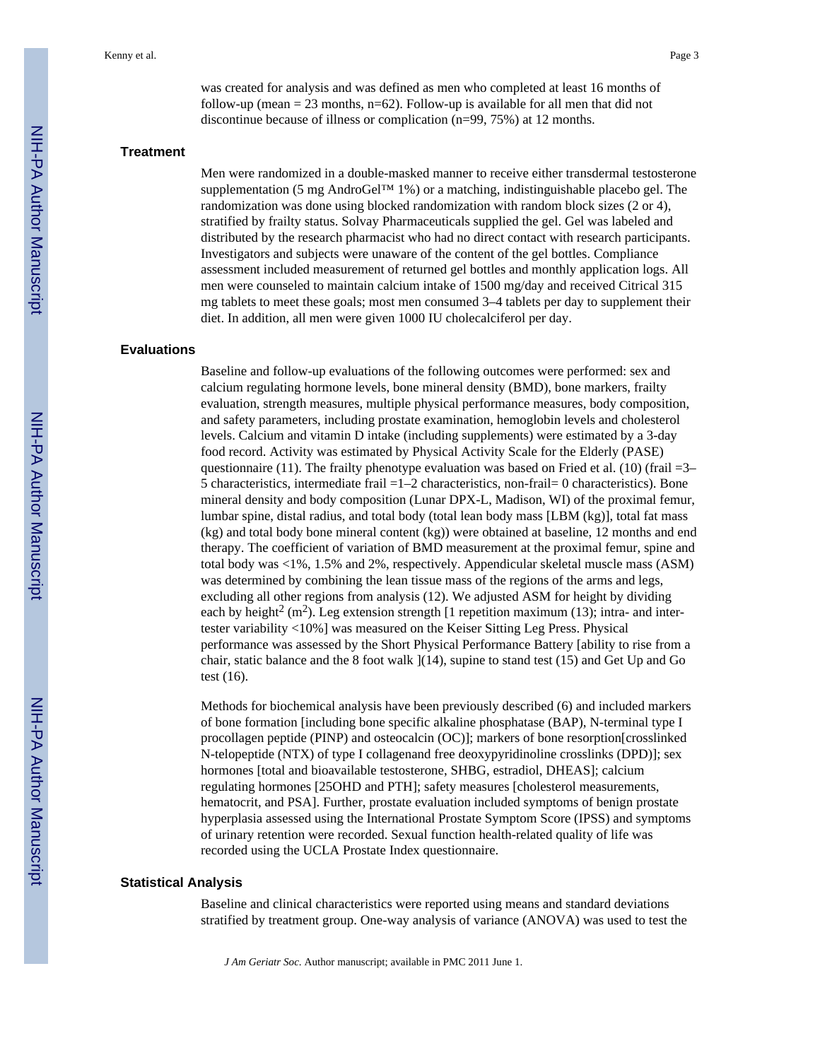was created for analysis and was defined as men who completed at least 16 months of follow-up (mean = 23 months, n=62). Follow-up is available for all men that did not discontinue because of illness or complication (n=99, 75%) at 12 months.

## Treatment

Men were randomized in a double-masked manner to receive either transdermal testosterone supplementation (5 mg AndroGel™ 1%) or a matching, indistinguishable placebo gel. The randomization was done using blocked randomization with random block sizes (2 or 4), stratified by frailty status. Solvay Pharmaceuticals supplied the gel. Gel was labeled and distributed by the research pharmacist who had no direct contact with research participants. Investigators and subjects were unaware of the content of the gel bottles. Compliance assessment included measurement of returned gel bottles and monthly application logs. All men were counseled to maintain calcium intake of 1500 mg/day and received Citrical 315 mg tablets to meet these goals; most men consumed 3–4 tablets per day to supplement their diet. In addition, all men were given 1000 IU cholecalciferol per day.

## Evaluations

Baseline and follow-up evaluations of the following outcomes were performed: sex and calcium regulating hormone levels, bone mineral density (BMD), bone markers, frailty evaluation, strength measures, multiple physical performance measures, body composition, and safety parameters, including prostate examination, hemoglobin levels and cholesterol levels. Calcium and vitamin D intake (including supplements) were estimated by a 3-day food record. Activity was estimated by Physical Activity Scale for the Elderly (PASE) questionnaire (11). The frailty phenotype evaluation was based on Fried et al. (10) (frail =3–5 characteristics, intermediate frail =1–2 characteristics, non-frail= 0 characteristics). Bone mineral density and body composition (Lunar DPX-L, Madison, WI) of the proximal femur, lumbar spine, distal radius, and total body (total lean body mass [LBM (kg)], total fat mass (kg) and total body bone mineral content (kg)) were obtained at baseline, 12 months and end therapy. The coefficient of variation of BMD measurement at the proximal femur, spine and total body was <1%, 1.5% and 2%, respectively. Appendicular skeletal muscle mass (ASM) was determined by combining the lean tissue mass of the regions of the arms and legs, excluding all other regions from analysis (12). We adjusted ASM for height by dividing each by height$^2$ ($m^2$). Leg extension strength [1 repetition maximum (13); intra- and inter-tester variability <10%] was measured on the Keiser Sitting Leg Press. Physical performance was assessed by the Short Physical Performance Battery [ability to rise from a chair, static balance and the 8 foot walk ](14), supine to stand test (15) and Get Up and Go test (16).

Methods for biochemical analysis have been previously described (6) and included markers of bone formation [including bone specific alkaline phosphatase (BAP), N-terminal type I procollagen peptide (PINP) and osteocalcin (OC)]; markers of bone resorption[crosslinked N-telopeptide (NTX) of type I collagenand free deoxypyridinoline crosslinks (DPD)]; sex hormones [total and bioavailable testosterone, SHBG, estradiol, DHEAS]; calcium regulating hormones [25OHD and PTH]; safety measures [cholesterol measurements, hematocrit, and PSA]. Further, prostate evaluation included symptoms of benign prostate hyperplasia assessed using the International Prostate Symptom Score (IPSS) and symptoms of urinary retention were recorded. Sexual function health-related quality of life was recorded using the UCLA Prostate Index questionnaire.

## Statistical Analysis

Baseline and clinical characteristics were reported using means and standard deviations stratified by treatment group. One-way analysis of variance (ANOVA) was used to test the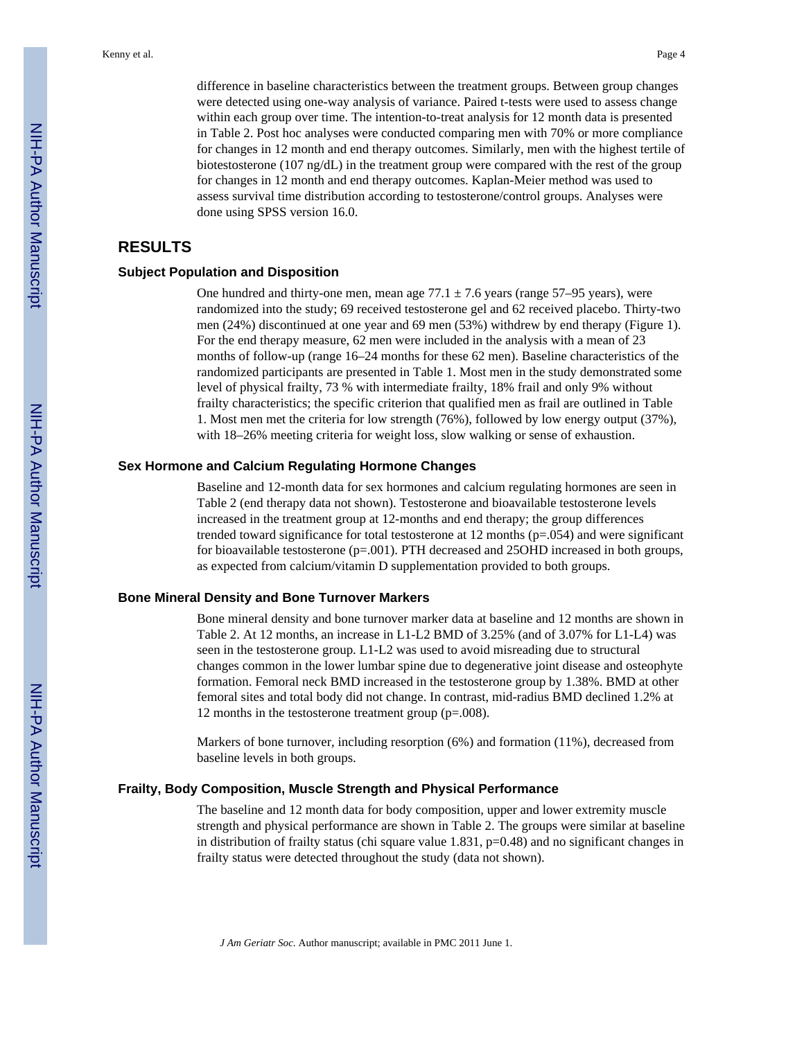difference in baseline characteristics between the treatment groups. Between group changes were detected using one-way analysis of variance. Paired t-tests were used to assess change within each group over time. The intention-to-treat analysis for 12 month data is presented in Table 2. Post hoc analyses were conducted comparing men with 70% or more compliance for changes in 12 month and end therapy outcomes. Similarly, men with the highest tertile of biotestosterone (107 ng/dL) in the treatment group were compared with the rest of the group for changes in 12 month and end therapy outcomes. Kaplan-Meier method was used to assess survival time distribution according to testosterone/control groups. Analyses were done using SPSS version 16.0.

## RESULTS

### Subject Population and Disposition

One hundred and thirty-one men, mean age 77.1 ± 7.6 years (range 57–95 years), were randomized into the study; 69 received testosterone gel and 62 received placebo. Thirty-two men (24%) discontinued at one year and 69 men (53%) withdrew by end therapy (Figure 1). For the end therapy measure, 62 men were included in the analysis with a mean of 23 months of follow-up (range 16–24 months for these 62 men). Baseline characteristics of the randomized participants are presented in Table 1. Most men in the study demonstrated some level of physical frailty, 73 % with intermediate frailty, 18% frail and only 9% without frailty characteristics; the specific criterion that qualified men as frail are outlined in Table 1. Most men met the criteria for low strength (76%), followed by low energy output (37%), with 18–26% meeting criteria for weight loss, slow walking or sense of exhaustion.

### Sex Hormone and Calcium Regulating Hormone Changes

Baseline and 12-month data for sex hormones and calcium regulating hormones are seen in Table 2 (end therapy data not shown). Testosterone and bioavailable testosterone levels increased in the treatment group at 12-months and end therapy; the group differences trended toward significance for total testosterone at 12 months (p=.054) and were significant for bioavailable testosterone (p=.001). PTH decreased and 25OHD increased in both groups, as expected from calcium/vitamin D supplementation provided to both groups.

### Bone Mineral Density and Bone Turnover Markers

Bone mineral density and bone turnover marker data at baseline and 12 months are shown in Table 2. At 12 months, an increase in L1-L2 BMD of 3.25% (and of 3.07% for L1-L4) was seen in the testosterone group. L1-L2 was used to avoid misreading due to structural changes common in the lower lumbar spine due to degenerative joint disease and osteophyte formation. Femoral neck BMD increased in the testosterone group by 1.38%. BMD at other femoral sites and total body did not change. In contrast, mid-radius BMD declined 1.2% at 12 months in the testosterone treatment group (p=.008).

Markers of bone turnover, including resorption (6%) and formation (11%), decreased from baseline levels in both groups.

### Frailty, Body Composition, Muscle Strength and Physical Performance

The baseline and 12 month data for body composition, upper and lower extremity muscle strength and physical performance are shown in Table 2. The groups were similar at baseline in distribution of frailty status (chi square value 1.831, p=0.48) and no significant changes in frailty status were detected throughout the study (data not shown).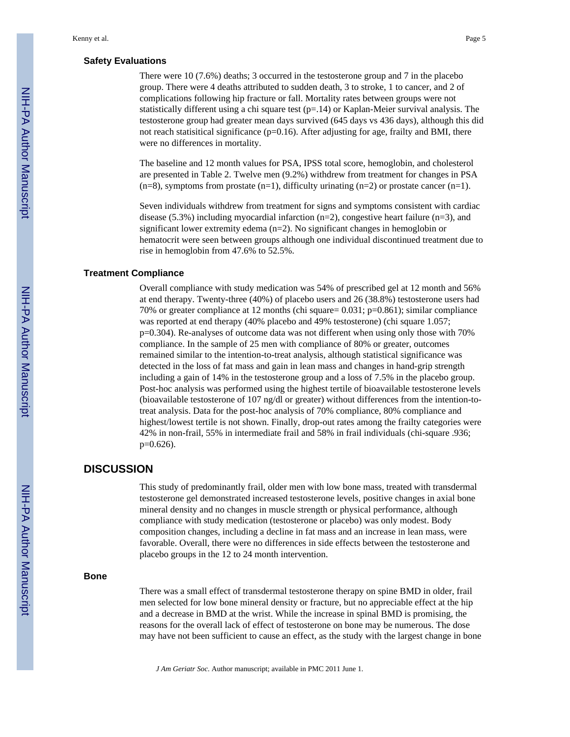### Safety Evaluations

There were 10 (7.6%) deaths; 3 occurred in the testosterone group and 7 in the placebo group. There were 4 deaths attributed to sudden death, 3 to stroke, 1 to cancer, and 2 of complications following hip fracture or fall. Mortality rates between groups were not statistically different using a chi square test (p=.14) or Kaplan-Meier survival analysis. The testosterone group had greater mean days survived (645 days vs 436 days), although this did not reach statisitical significance (p=0.16). After adjusting for age, frailty and BMI, there were no differences in mortality.

The baseline and 12 month values for PSA, IPSS total score, hemoglobin, and cholesterol are presented in Table 2. Twelve men (9.2%) withdrew from treatment for changes in PSA (n=8), symptoms from prostate (n=1), difficulty urinating (n=2) or prostate cancer (n=1).

Seven individuals withdrew from treatment for signs and symptoms consistent with cardiac disease (5.3%) including myocardial infarction (n=2), congestive heart failure (n=3), and significant lower extremity edema (n=2). No significant changes in hemoglobin or hematocrit were seen between groups although one individual discontinued treatment due to rise in hemoglobin from 47.6% to 52.5%.

### Treatment Compliance

Overall compliance with study medication was 54% of prescribed gel at 12 month and 56% at end therapy. Twenty-three (40%) of placebo users and 26 (38.8%) testosterone users had 70% or greater compliance at 12 months (chi square= 0.031; p=0.861); similar compliance was reported at end therapy (40% placebo and 49% testosterone) (chi square 1.057; p=0.304). Re-analyses of outcome data was not different when using only those with 70% compliance. In the sample of 25 men with compliance of 80% or greater, outcomes remained similar to the intention-to-treat analysis, although statistical significance was detected in the loss of fat mass and gain in lean mass and changes in hand-grip strength including a gain of 14% in the testosterone group and a loss of 7.5% in the placebo group. Post-hoc analysis was performed using the highest tertile of bioavailable testosterone levels (bioavailable testosterone of 107 ng/dl or greater) without differences from the intention-to-treat analysis. Data for the post-hoc analysis of 70% compliance, 80% compliance and highest/lowest tertile is not shown. Finally, drop-out rates among the frailty categories were 42% in non-frail, 55% in intermediate frail and 58% in frail individuals (chi-square .936; p=0.626).

## DISCUSSION

This study of predominantly frail, older men with low bone mass, treated with transdermal testosterone gel demonstrated increased testosterone levels, positive changes in axial bone mineral density and no changes in muscle strength or physical performance, although compliance with study medication (testosterone or placebo) was only modest. Body composition changes, including a decline in fat mass and an increase in lean mass, were favorable. Overall, there were no differences in side effects between the testosterone and placebo groups in the 12 to 24 month intervention.

### Bone

There was a small effect of transdermal testosterone therapy on spine BMD in older, frail men selected for low bone mineral density or fracture, but no appreciable effect at the hip and a decrease in BMD at the wrist. While the increase in spinal BMD is promising, the reasons for the overall lack of effect of testosterone on bone may be numerous. The dose may have not been sufficient to cause an effect, as the study with the largest change in bone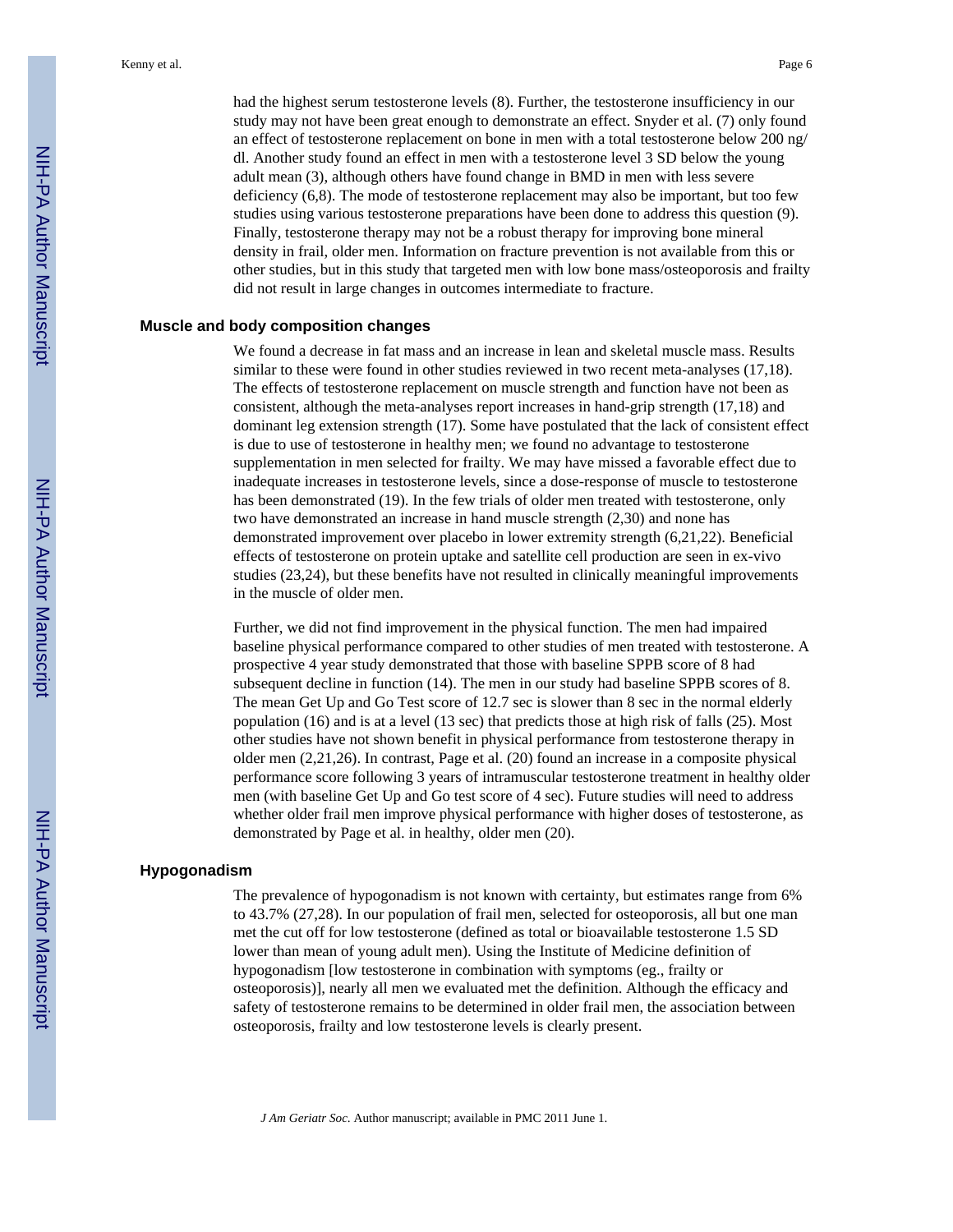had the highest serum testosterone levels (8). Further, the testosterone insufficiency in our study may not have been great enough to demonstrate an effect. Snyder et al. (7) only found an effect of testosterone replacement on bone in men with a total testosterone below 200 ng/dl. Another study found an effect in men with a testosterone level 3 SD below the young adult mean (3), although others have found change in BMD in men with less severe deficiency (6,8). The mode of testosterone replacement may also be important, but too few studies using various testosterone preparations have been done to address this question (9). Finally, testosterone therapy may not be a robust therapy for improving bone mineral density in frail, older men. Information on fracture prevention is not available from this or other studies, but in this study that targeted men with low bone mass/osteoporosis and frailty did not result in large changes in outcomes intermediate to fracture.

### Muscle and body composition changes

We found a decrease in fat mass and an increase in lean and skeletal muscle mass. Results similar to these were found in other studies reviewed in two recent meta-analyses (17,18). The effects of testosterone replacement on muscle strength and function have not been as consistent, although the meta-analyses report increases in hand-grip strength (17,18) and dominant leg extension strength (17). Some have postulated that the lack of consistent effect is due to use of testosterone in healthy men; we found no advantage to testosterone supplementation in men selected for frailty. We may have missed a favorable effect due to inadequate increases in testosterone levels, since a dose-response of muscle to testosterone has been demonstrated (19). In the few trials of older men treated with testosterone, only two have demonstrated an increase in hand muscle strength (2,30) and none has demonstrated improvement over placebo in lower extremity strength (6,21,22). Beneficial effects of testosterone on protein uptake and satellite cell production are seen in ex-vivo studies (23,24), but these benefits have not resulted in clinically meaningful improvements in the muscle of older men.

Further, we did not find improvement in the physical function. The men had impaired baseline physical performance compared to other studies of men treated with testosterone. A prospective 4 year study demonstrated that those with baseline SPPB score of 8 had subsequent decline in function (14). The men in our study had baseline SPPB scores of 8. The mean Get Up and Go Test score of 12.7 sec is slower than 8 sec in the normal elderly population (16) and is at a level (13 sec) that predicts those at high risk of falls (25). Most other studies have not shown benefit in physical performance from testosterone therapy in older men (2,21,26). In contrast, Page et al. (20) found an increase in a composite physical performance score following 3 years of intramuscular testosterone treatment in healthy older men (with baseline Get Up and Go test score of 4 sec). Future studies will need to address whether older frail men improve physical performance with higher doses of testosterone, as demonstrated by Page et al. in healthy, older men (20).

### Hypogonadism

The prevalence of hypogonadism is not known with certainty, but estimates range from 6% to 43.7% (27,28). In our population of frail men, selected for osteoporosis, all but one man met the cut off for low testosterone (defined as total or bioavailable testosterone 1.5 SD lower than mean of young adult men). Using the Institute of Medicine definition of hypogonadism [low testosterone in combination with symptoms (eg., frailty or osteoporosis)], nearly all men we evaluated met the definition. Although the efficacy and safety of testosterone remains to be determined in older frail men, the association between osteoporosis, frailty and low testosterone levels is clearly present.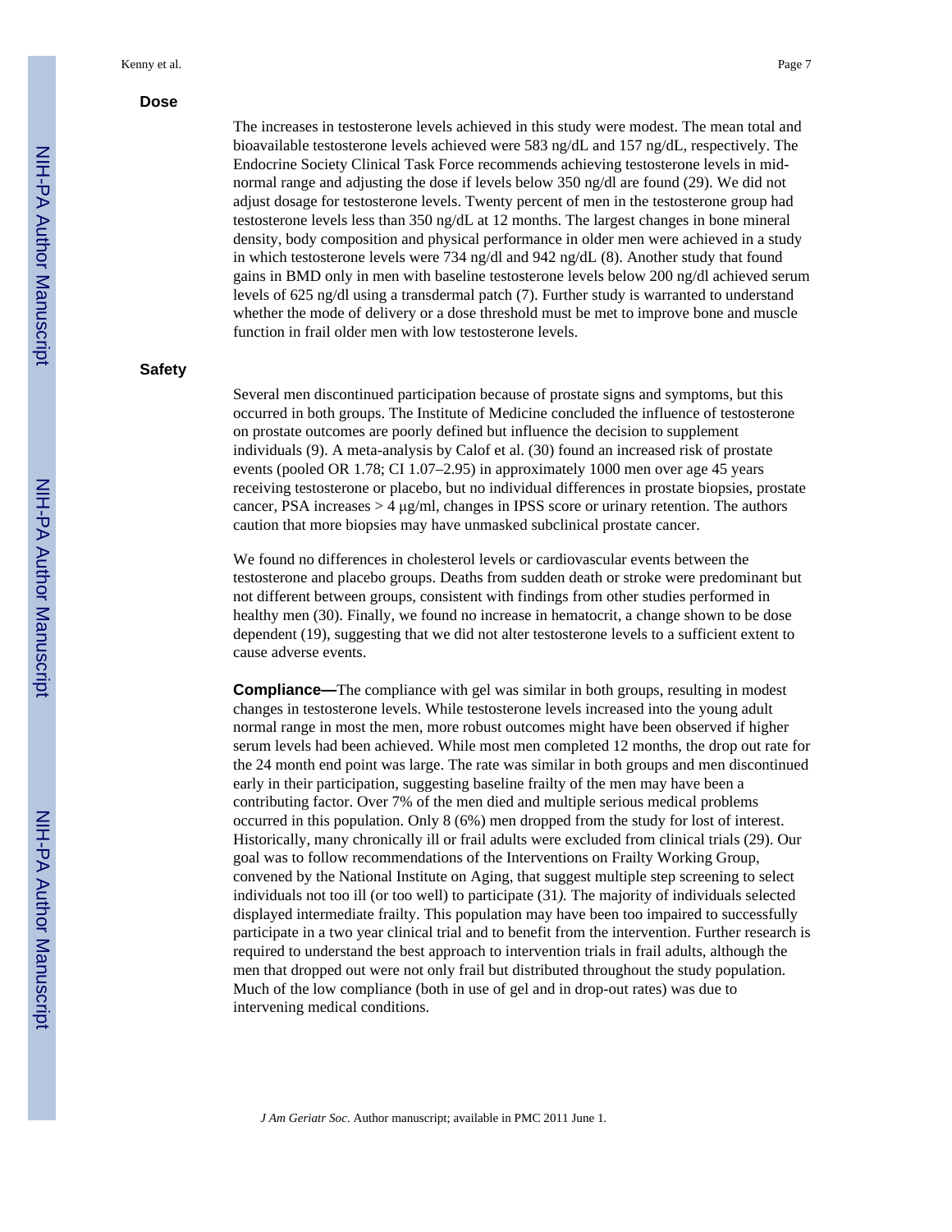### Dose

The increases in testosterone levels achieved in this study were modest. The mean total and bioavailable testosterone levels achieved were 583 ng/dL and 157 ng/dL, respectively. The Endocrine Society Clinical Task Force recommends achieving testosterone levels in mid-normal range and adjusting the dose if levels below 350 ng/dl are found (29). We did not adjust dosage for testosterone levels. Twenty percent of men in the testosterone group had testosterone levels less than 350 ng/dL at 12 months. The largest changes in bone mineral density, body composition and physical performance in older men were achieved in a study in which testosterone levels were 734 ng/dl and 942 ng/dL (8). Another study that found gains in BMD only in men with baseline testosterone levels below 200 ng/dl achieved serum levels of 625 ng/dl using a transdermal patch (7). Further study is warranted to understand whether the mode of delivery or a dose threshold must be met to improve bone and muscle function in frail older men with low testosterone levels.

### Safety

Several men discontinued participation because of prostate signs and symptoms, but this occurred in both groups. The Institute of Medicine concluded the influence of testosterone on prostate outcomes are poorly defined but influence the decision to supplement individuals (9). A meta-analysis by Calof et al. (30) found an increased risk of prostate events (pooled OR 1.78; CI 1.07–2.95) in approximately 1000 men over age 45 years receiving testosterone or placebo, but no individual differences in prostate biopsies, prostate cancer, PSA increases > 4 µg/ml, changes in IPSS score or urinary retention. The authors caution that more biopsies may have unmasked subclinical prostate cancer.

We found no differences in cholesterol levels or cardiovascular events between the testosterone and placebo groups. Deaths from sudden death or stroke were predominant but not different between groups, consistent with findings from other studies performed in healthy men (30). Finally, we found no increase in hematocrit, a change shown to be dose dependent (19), suggesting that we did not alter testosterone levels to a sufficient extent to cause adverse events.

**Compliance—**The compliance with gel was similar in both groups, resulting in modest changes in testosterone levels. While testosterone levels increased into the young adult normal range in most the men, more robust outcomes might have been observed if higher serum levels had been achieved. While most men completed 12 months, the drop out rate for the 24 month end point was large. The rate was similar in both groups and men discontinued early in their participation, suggesting baseline frailty of the men may have been a contributing factor. Over 7% of the men died and multiple serious medical problems occurred in this population. Only 8 (6%) men dropped from the study for lost of interest. Historically, many chronically ill or frail adults were excluded from clinical trials (29). Our goal was to follow recommendations of the Interventions on Frailty Working Group, convened by the National Institute on Aging, that suggest multiple step screening to select individuals not too ill (or too well) to participate (31*).* The majority of individuals selected displayed intermediate frailty. This population may have been too impaired to successfully participate in a two year clinical trial and to benefit from the intervention. Further research is required to understand the best approach to intervention trials in frail adults, although the men that dropped out were not only frail but distributed throughout the study population. Much of the low compliance (both in use of gel and in drop-out rates) was due to intervening medical conditions.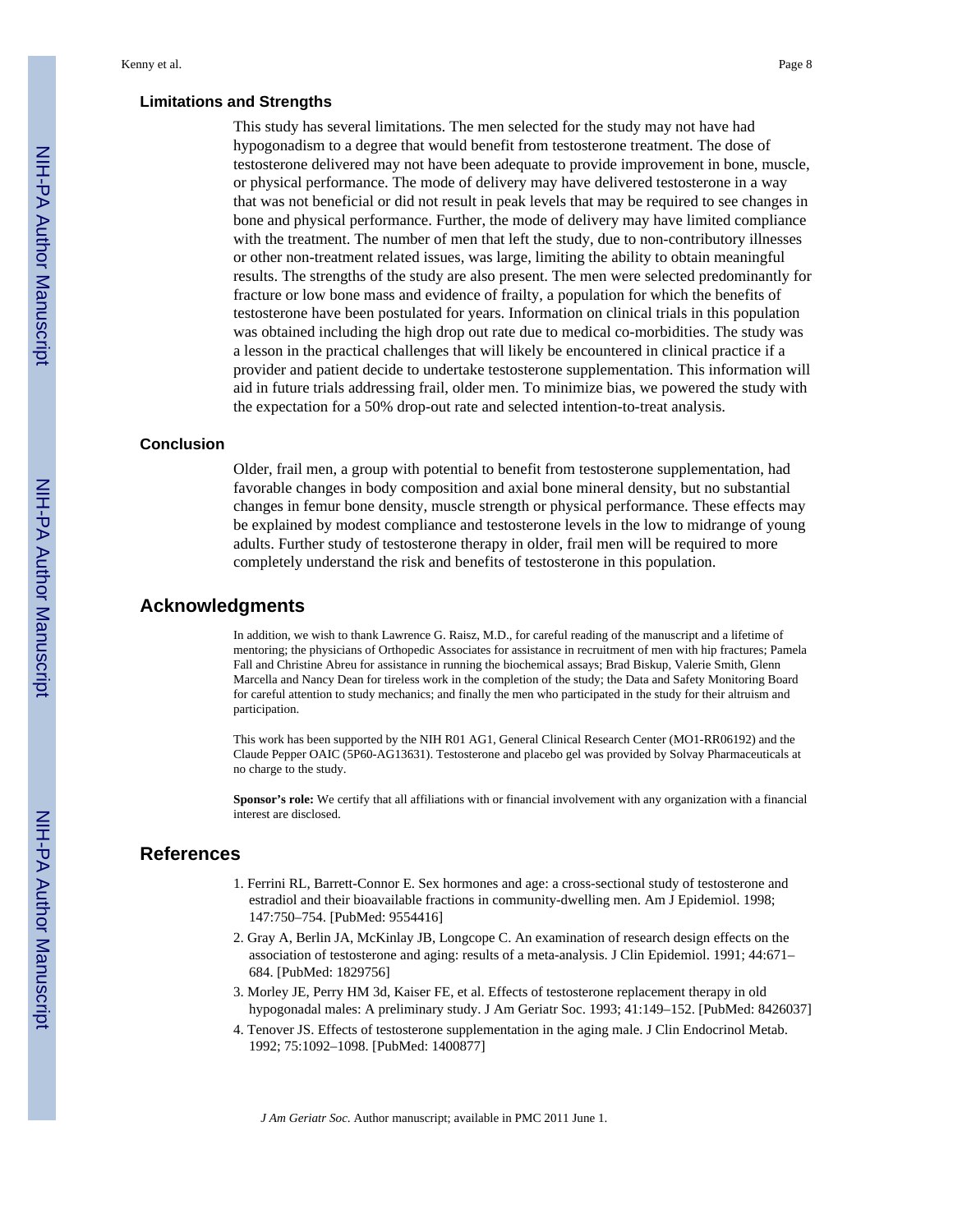### Limitations and Strengths

This study has several limitations. The men selected for the study may not have had hypogonadism to a degree that would benefit from testosterone treatment. The dose of testosterone delivered may not have been adequate to provide improvement in bone, muscle, or physical performance. The mode of delivery may have delivered testosterone in a way that was not beneficial or did not result in peak levels that may be required to see changes in bone and physical performance. Further, the mode of delivery may have limited compliance with the treatment. The number of men that left the study, due to non-contributory illnesses or other non-treatment related issues, was large, limiting the ability to obtain meaningful results. The strengths of the study are also present. The men were selected predominantly for fracture or low bone mass and evidence of frailty, a population for which the benefits of testosterone have been postulated for years. Information on clinical trials in this population was obtained including the high drop out rate due to medical co-morbidities. The study was a lesson in the practical challenges that will likely be encountered in clinical practice if a provider and patient decide to undertake testosterone supplementation. This information will aid in future trials addressing frail, older men. To minimize bias, we powered the study with the expectation for a 50% drop-out rate and selected intention-to-treat analysis.

### Conclusion

Older, frail men, a group with potential to benefit from testosterone supplementation, had favorable changes in body composition and axial bone mineral density, but no substantial changes in femur bone density, muscle strength or physical performance. These effects may be explained by modest compliance and testosterone levels in the low to midrange of young adults. Further study of testosterone therapy in older, frail men will be required to more completely understand the risk and benefits of testosterone in this population.

## Acknowledgments

In addition, we wish to thank Lawrence G. Raisz, M.D., for careful reading of the manuscript and a lifetime of mentoring; the physicians of Orthopedic Associates for assistance in recruitment of men with hip fractures; Pamela Fall and Christine Abreu for assistance in running the biochemical assays; Brad Biskup, Valerie Smith, Glenn Marcella and Nancy Dean for tireless work in the completion of the study; the Data and Safety Monitoring Board for careful attention to study mechanics; and finally the men who participated in the study for their altruism and participation.

This work has been supported by the NIH R01 AG1, General Clinical Research Center (MO1-RR06192) and the Claude Pepper OAIC (5P60-AG13631). Testosterone and placebo gel was provided by Solvay Pharmaceuticals at no charge to the study.

**Sponsor's role:** We certify that all affiliations with or financial involvement with any organization with a financial interest are disclosed.

## References

1. Ferrini RL, Barrett-Connor E. Sex hormones and age: a cross-sectional study of testosterone and estradiol and their bioavailable fractions in community-dwelling men. Am J Epidemiol. 1998; 147:750–754. [PubMed: 9554416]
2. Gray A, Berlin JA, McKinlay JB, Longcope C. An examination of research design effects on the association of testosterone and aging: results of a meta-analysis. J Clin Epidemiol. 1991; 44:671–684. [PubMed: 1829756]
3. Morley JE, Perry HM 3d, Kaiser FE, et al. Effects of testosterone replacement therapy in old hypogonadal males: A preliminary study. J Am Geriatr Soc. 1993; 41:149–152. [PubMed: 8426037]
4. Tenover JS. Effects of testosterone supplementation in the aging male. J Clin Endocrinol Metab. 1992; 75:1092–1098. [PubMed: 1400877]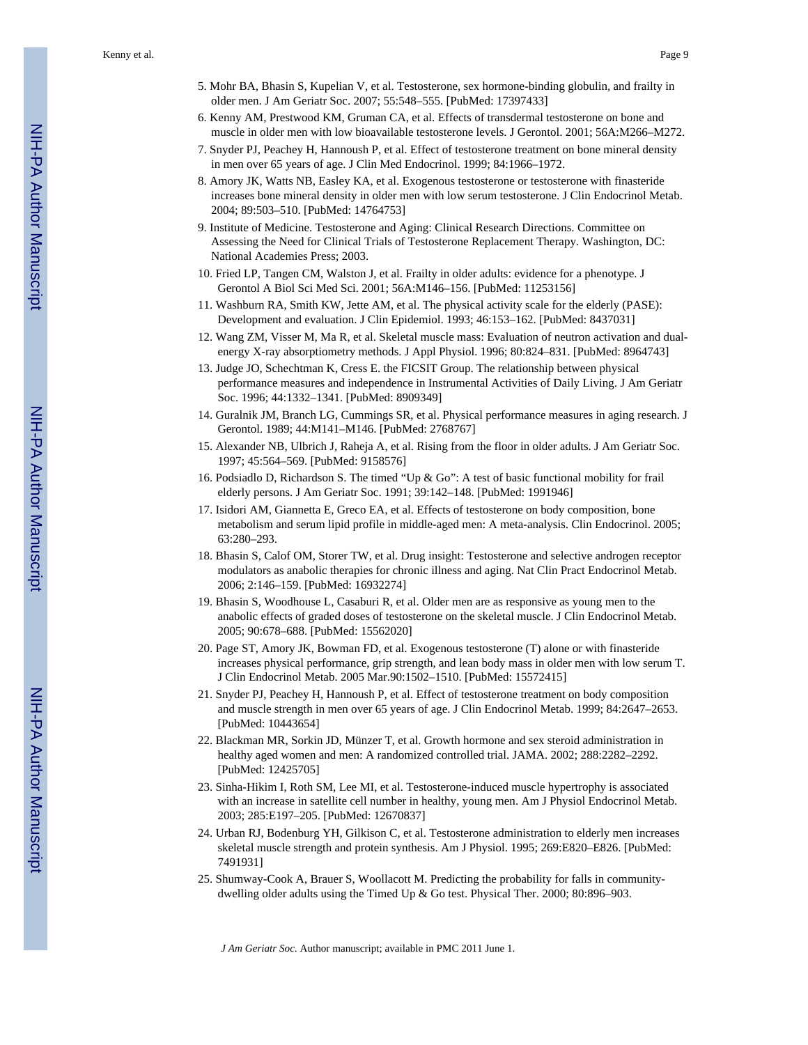5. Mohr BA, Bhasin S, Kupelian V, et al. Testosterone, sex hormone-binding globulin, and frailty in older men. J Am Geriatr Soc. 2007; 55:548–555. [PubMed: 17397433]
6. Kenny AM, Prestwood KM, Gruman CA, et al. Effects of transdermal testosterone on bone and muscle in older men with low bioavailable testosterone levels. J Gerontol. 2001; 56A:M266–M272.
7. Snyder PJ, Peachey H, Hannoush P, et al. Effect of testosterone treatment on bone mineral density in men over 65 years of age. J Clin Med Endocrinol. 1999; 84:1966–1972.
8. Amory JK, Watts NB, Easley KA, et al. Exogenous testosterone or testosterone with finasteride increases bone mineral density in older men with low serum testosterone. J Clin Endocrinol Metab. 2004; 89:503–510. [PubMed: 14764753]
9. Institute of Medicine. Testosterone and Aging: Clinical Research Directions. Committee on Assessing the Need for Clinical Trials of Testosterone Replacement Therapy. Washington, DC: National Academies Press; 2003.
10. Fried LP, Tangen CM, Walston J, et al. Frailty in older adults: evidence for a phenotype. J Gerontol A Biol Sci Med Sci. 2001; 56A:M146–156. [PubMed: 11253156]
11. Washburn RA, Smith KW, Jette AM, et al. The physical activity scale for the elderly (PASE): Development and evaluation. J Clin Epidemiol. 1993; 46:153–162. [PubMed: 8437031]
12. Wang ZM, Visser M, Ma R, et al. Skeletal muscle mass: Evaluation of neutron activation and dual-energy X-ray absorptiometry methods. J Appl Physiol. 1996; 80:824–831. [PubMed: 8964743]
13. Judge JO, Schechtman K, Cress E. the FICSIT Group. The relationship between physical performance measures and independence in Instrumental Activities of Daily Living. J Am Geriatr Soc. 1996; 44:1332–1341. [PubMed: 8909349]
14. Guralnik JM, Branch LG, Cummings SR, et al. Physical performance measures in aging research. J Gerontol. 1989; 44:M141–M146. [PubMed: 2768767]
15. Alexander NB, Ulbrich J, Raheja A, et al. Rising from the floor in older adults. J Am Geriatr Soc. 1997; 45:564–569. [PubMed: 9158576]
16. Podsiadlo D, Richardson S. The timed "Up & Go": A test of basic functional mobility for frail elderly persons. J Am Geriatr Soc. 1991; 39:142–148. [PubMed: 1991946]
17. Isidori AM, Giannetta E, Greco EA, et al. Effects of testosterone on body composition, bone metabolism and serum lipid profile in middle-aged men: A meta-analysis. Clin Endocrinol. 2005; 63:280–293.
18. Bhasin S, Calof OM, Storer TW, et al. Drug insight: Testosterone and selective androgen receptor modulators as anabolic therapies for chronic illness and aging. Nat Clin Pract Endocrinol Metab. 2006; 2:146–159. [PubMed: 16932274]
19. Bhasin S, Woodhouse L, Casaburi R, et al. Older men are as responsive as young men to the anabolic effects of graded doses of testosterone on the skeletal muscle. J Clin Endocrinol Metab. 2005; 90:678–688. [PubMed: 15562020]
20. Page ST, Amory JK, Bowman FD, et al. Exogenous testosterone (T) alone or with finasteride increases physical performance, grip strength, and lean body mass in older men with low serum T. J Clin Endocrinol Metab. 2005 Mar.90:1502–1510. [PubMed: 15572415]
21. Snyder PJ, Peachey H, Hannoush P, et al. Effect of testosterone treatment on body composition and muscle strength in men over 65 years of age. J Clin Endocrinol Metab. 1999; 84:2647–2653. [PubMed: 10443654]
22. Blackman MR, Sorkin JD, Münzer T, et al. Growth hormone and sex steroid administration in healthy aged women and men: A randomized controlled trial. JAMA. 2002; 288:2282–2292. [PubMed: 12425705]
23. Sinha-Hikim I, Roth SM, Lee MI, et al. Testosterone-induced muscle hypertrophy is associated with an increase in satellite cell number in healthy, young men. Am J Physiol Endocrinol Metab. 2003; 285:E197–205. [PubMed: 12670837]
24. Urban RJ, Bodenburg YH, Gilkison C, et al. Testosterone administration to elderly men increases skeletal muscle strength and protein synthesis. Am J Physiol. 1995; 269:E820–E826. [PubMed: 7491931]
25. Shumway-Cook A, Brauer S, Woollacott M. Predicting the probability for falls in community-dwelling older adults using the Timed Up & Go test. Physical Ther. 2000; 80:896–903.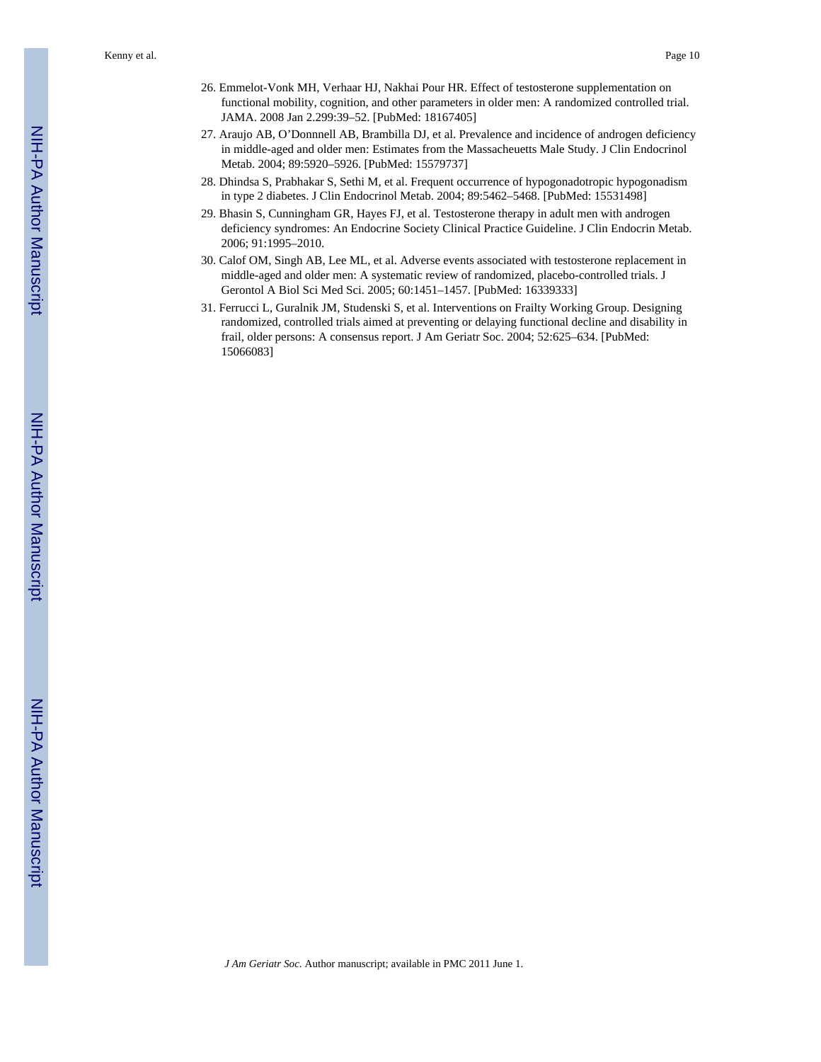26. Emmelot-Vonk MH, Verhaar HJ, Nakhai Pour HR. Effect of testosterone supplementation on functional mobility, cognition, and other parameters in older men: A randomized controlled trial. JAMA. 2008 Jan 2.299:39–52. [PubMed: 18167405]
27. Araujo AB, O'Donnnell AB, Brambilla DJ, et al. Prevalence and incidence of androgen deficiency in middle-aged and older men: Estimates from the Massacheuetts Male Study. J Clin Endocrinol Metab. 2004; 89:5920–5926. [PubMed: 15579737]
28. Dhindsa S, Prabhakar S, Sethi M, et al. Frequent occurrence of hypogonadotropic hypogonadism in type 2 diabetes. J Clin Endocrinol Metab. 2004; 89:5462–5468. [PubMed: 15531498]
29. Bhasin S, Cunningham GR, Hayes FJ, et al. Testosterone therapy in adult men with androgen deficiency syndromes: An Endocrine Society Clinical Practice Guideline. J Clin Endocrin Metab. 2006; 91:1995–2010.
30. Calof OM, Singh AB, Lee ML, et al. Adverse events associated with testosterone replacement in middle-aged and older men: A systematic review of randomized, placebo-controlled trials. J Gerontol A Biol Sci Med Sci. 2005; 60:1451–1457. [PubMed: 16339333]
31. Ferrucci L, Guralnik JM, Studenski S, et al. Interventions on Frailty Working Group. Designing randomized, controlled trials aimed at preventing or delaying functional decline and disability in frail, older persons: A consensus report. J Am Geriatr Soc. 2004; 52:625–634. [PubMed: 15066083]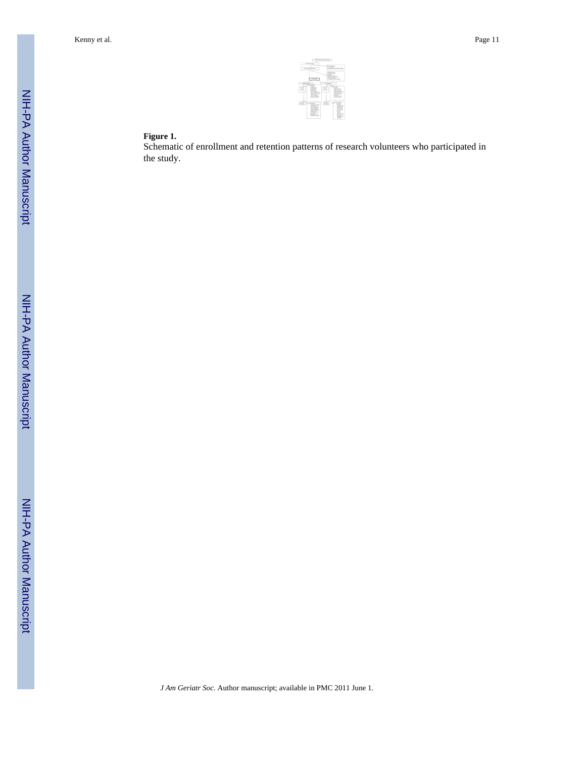**Figure 1.**

Schematic of enrollment and retention patterns of research volunteers who participated in the study.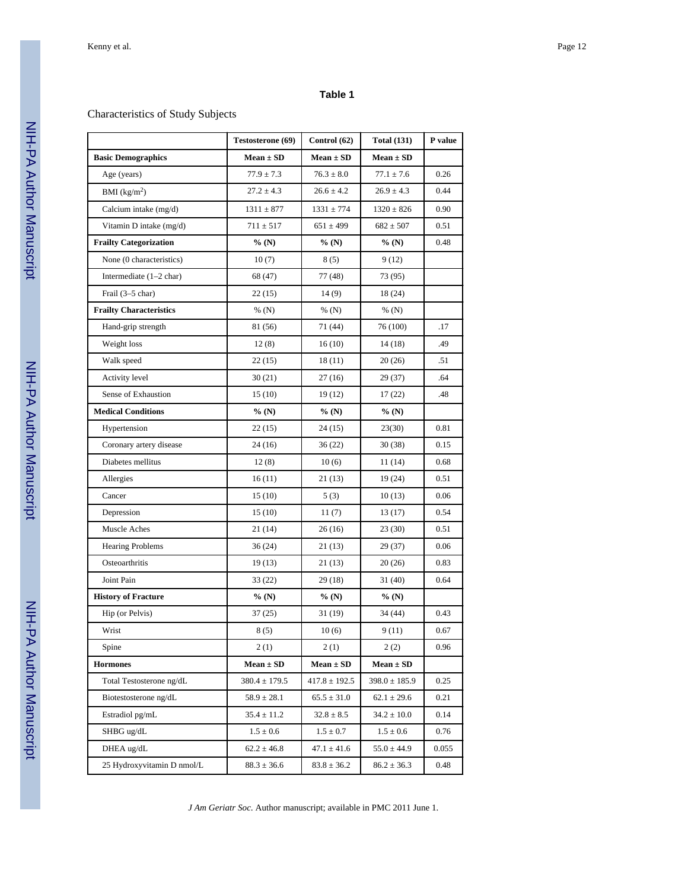**Table 1**

Characteristics of Study Subjects

| | Testosterone (69) | Control (62) | Total (131) | P value |
|---|---|---|---|---|
| **Basic Demographics** | **Mean ± SD** | **Mean ± SD** | **Mean ± SD** | |
| Age (years) | 77.9 ± 7.3 | 76.3 ± 8.0 | 77.1 ± 7.6 | 0.26 |
| BMI (kg/m$^2$) | 27.2 ± 4.3 | 26.6 ± 4.2 | 26.9 ± 4.3 | 0.44 |
| Calcium intake (mg/d) | 1311 ± 877 | 1331 ± 774 | 1320 ± 826 | 0.90 |
| Vitamin D intake (mg/d) | 711 ± 517 | 651 ± 499 | 682 ± 507 | 0.51 |
| **Frailty Categorization** | **% (N)** | **% (N)** | **% (N)** | 0.48 |
| None (0 characteristics) | 10 (7) | 8 (5) | 9 (12) | |
| Intermediate (1–2 char) | 68 (47) | 77 (48) | 73 (95) | |
| Frail (3–5 char) | 22 (15) | 14 (9) | 18 (24) | |
| **Frailty Characteristics** | % (N) | % (N) | % (N) | |
| Hand-grip strength | 81 (56) | 71 (44) | 76 (100) | .17 |
| Weight loss | 12 (8) | 16 (10) | 14 (18) | .49 |
| Walk speed | 22 (15) | 18 (11) | 20 (26) | .51 |
| Activity level | 30 (21) | 27 (16) | 29 (37) | .64 |
| Sense of Exhaustion | 15 (10) | 19 (12) | 17 (22) | .48 |
| **Medical Conditions** | **% (N)** | **% (N)** | **% (N)** | |
| Hypertension | 22 (15) | 24 (15) | 23(30) | 0.81 |
| Coronary artery disease | 24 (16) | 36 (22) | 30 (38) | 0.15 |
| Diabetes mellitus | 12 (8) | 10 (6) | 11 (14) | 0.68 |
| Allergies | 16 (11) | 21 (13) | 19 (24) | 0.51 |
| Cancer | 15 (10) | 5 (3) | 10 (13) | 0.06 |
| Depression | 15 (10) | 11 (7) | 13 (17) | 0.54 |
| Muscle Aches | 21 (14) | 26 (16) | 23 (30) | 0.51 |
| Hearing Problems | 36 (24) | 21 (13) | 29 (37) | 0.06 |
| Osteoarthritis | 19 (13) | 21 (13) | 20 (26) | 0.83 |
| Joint Pain | 33 (22) | 29 (18) | 31 (40) | 0.64 |
| **History of Fracture** | **% (N)** | **% (N)** | **% (N)** | |
| Hip (or Pelvis) | 37 (25) | 31 (19) | 34 (44) | 0.43 |
| Wrist | 8 (5) | 10 (6) | 9 (11) | 0.67 |
| Spine | 2 (1) | 2 (1) | 2 (2) | 0.96 |
| **Hormones** | **Mean ± SD** | **Mean ± SD** | **Mean ± SD** | |
| Total Testosterone ng/dL | 380.4 ± 179.5 | 417.8 ± 192.5 | 398.0 ± 185.9 | 0.25 |
| Biotestosterone ng/dL | 58.9 ± 28.1 | 65.5 ± 31.0 | 62.1 ± 29.6 | 0.21 |
| Estradiol pg/mL | 35.4 ± 11.2 | 32.8 ± 8.5 | 34.2 ± 10.0 | 0.14 |
| SHBG ug/dL | 1.5 ± 0.6 | 1.5 ± 0.7 | 1.5 ± 0.6 | 0.76 |
| DHEA ug/dL | 62.2 ± 46.8 | 47.1 ± 41.6 | 55.0 ± 44.9 | 0.055 |
| 25 Hydroxyvitamin D nmol/L | 88.3 ± 36.6 | 83.8 ± 36.2 | 86.2 ± 36.3 | 0.48 |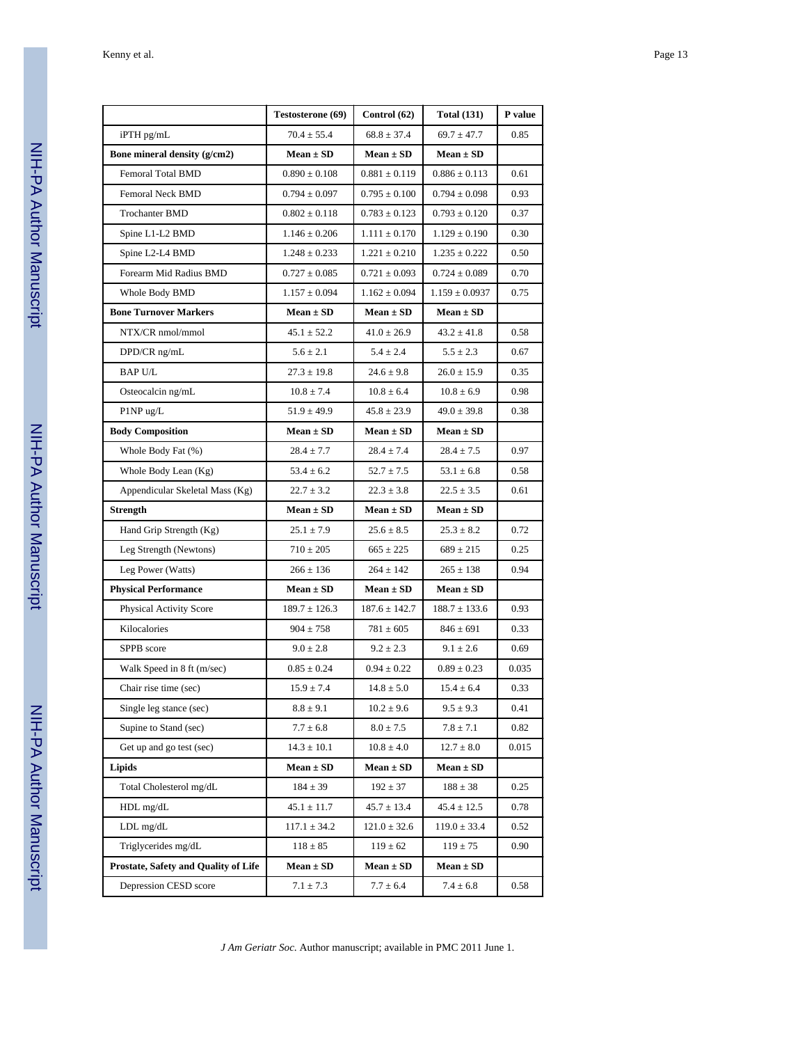|  | Testosterone (69) | Control (62) | Total (131) | P value |
|---|---|---|---|---|
| iPTH pg/mL | 70.4 ± 55.4 | 68.8 ± 37.4 | 69.7 ± 47.7 | 0.85 |
| **Bone mineral density (g/cm2)** | **Mean ± SD** | **Mean ± SD** | **Mean ± SD** |  |
| Femoral Total BMD | 0.890 ± 0.108 | 0.881 ± 0.119 | 0.886 ± 0.113 | 0.61 |
| Femoral Neck BMD | 0.794 ± 0.097 | 0.795 ± 0.100 | 0.794 ± 0.098 | 0.93 |
| Trochanter BMD | 0.802 ± 0.118 | 0.783 ± 0.123 | 0.793 ± 0.120 | 0.37 |
| Spine L1-L2 BMD | 1.146 ± 0.206 | 1.111 ± 0.170 | 1.129 ± 0.190 | 0.30 |
| Spine L2-L4 BMD | 1.248 ± 0.233 | 1.221 ± 0.210 | 1.235 ± 0.222 | 0.50 |
| Forearm Mid Radius BMD | 0.727 ± 0.085 | 0.721 ± 0.093 | 0.724 ± 0.089 | 0.70 |
| Whole Body BMD | 1.157 ± 0.094 | 1.162 ± 0.094 | 1.159 ± 0.0937 | 0.75 |
| **Bone Turnover Markers** | **Mean ± SD** | **Mean ± SD** | **Mean ± SD** |  |
| NTX/CR nmol/mmol | 45.1 ± 52.2 | 41.0 ± 26.9 | 43.2 ± 41.8 | 0.58 |
| DPD/CR ng/mL | 5.6 ± 2.1 | 5.4 ± 2.4 | 5.5 ± 2.3 | 0.67 |
| BAP U/L | 27.3 ± 19.8 | 24.6 ± 9.8 | 26.0 ± 15.9 | 0.35 |
| Osteocalcin ng/mL | 10.8 ± 7.4 | 10.8 ± 6.4 | 10.8 ± 6.9 | 0.98 |
| P1NP ug/L | 51.9 ± 49.9 | 45.8 ± 23.9 | 49.0 ± 39.8 | 0.38 |
| **Body Composition** | **Mean ± SD** | **Mean ± SD** | **Mean ± SD** |  |
| Whole Body Fat (%) | 28.4 ± 7.7 | 28.4 ± 7.4 | 28.4 ± 7.5 | 0.97 |
| Whole Body Lean (Kg) | 53.4 ± 6.2 | 52.7 ± 7.5 | 53.1 ± 6.8 | 0.58 |
| Appendicular Skeletal Mass (Kg) | 22.7 ± 3.2 | 22.3 ± 3.8 | 22.5 ± 3.5 | 0.61 |
| **Strength** | **Mean ± SD** | **Mean ± SD** | **Mean ± SD** |  |
| Hand Grip Strength (Kg) | 25.1 ± 7.9 | 25.6 ± 8.5 | 25.3 ± 8.2 | 0.72 |
| Leg Strength (Newtons) | 710 ± 205 | 665 ± 225 | 689 ± 215 | 0.25 |
| Leg Power (Watts) | 266 ± 136 | 264 ± 142 | 265 ± 138 | 0.94 |
| **Physical Performance** | **Mean ± SD** | **Mean ± SD** | **Mean ± SD** |  |
| Physical Activity Score | 189.7 ± 126.3 | 187.6 ± 142.7 | 188.7 ± 133.6 | 0.93 |
| Kilocalories | 904 ± 758 | 781 ± 605 | 846 ± 691 | 0.33 |
| SPPB score | 9.0 ± 2.8 | 9.2 ± 2.3 | 9.1 ± 2.6 | 0.69 |
| Walk Speed in 8 ft (m/sec) | 0.85 ± 0.24 | 0.94 ± 0.22 | 0.89 ± 0.23 | 0.035 |
| Chair rise time (sec) | 15.9 ± 7.4 | 14.8 ± 5.0 | 15.4 ± 6.4 | 0.33 |
| Single leg stance (sec) | 8.8 ± 9.1 | 10.2 ± 9.6 | 9.5 ± 9.3 | 0.41 |
| Supine to Stand (sec) | 7.7 ± 6.8 | 8.0 ± 7.5 | 7.8 ± 7.1 | 0.82 |
| Get up and go test (sec) | 14.3 ± 10.1 | 10.8 ± 4.0 | 12.7 ± 8.0 | 0.015 |
| **Lipids** | **Mean ± SD** | **Mean ± SD** | **Mean ± SD** |  |
| Total Cholesterol mg/dL | 184 ± 39 | 192 ± 37 | 188 ± 38 | 0.25 |
| HDL mg/dL | 45.1 ± 11.7 | 45.7 ± 13.4 | 45.4 ± 12.5 | 0.78 |
| LDL mg/dL | 117.1 ± 34.2 | 121.0 ± 32.6 | 119.0 ± 33.4 | 0.52 |
| Triglycerides mg/dL | 118 ± 85 | 119 ± 62 | 119 ± 75 | 0.90 |
| **Prostate, Safety and Quality of Life** | **Mean ± SD** | **Mean ± SD** | **Mean ± SD** |  |
| Depression CESD score | 7.1 ± 7.3 | 7.7 ± 6.4 | 7.4 ± 6.8 | 0.58 |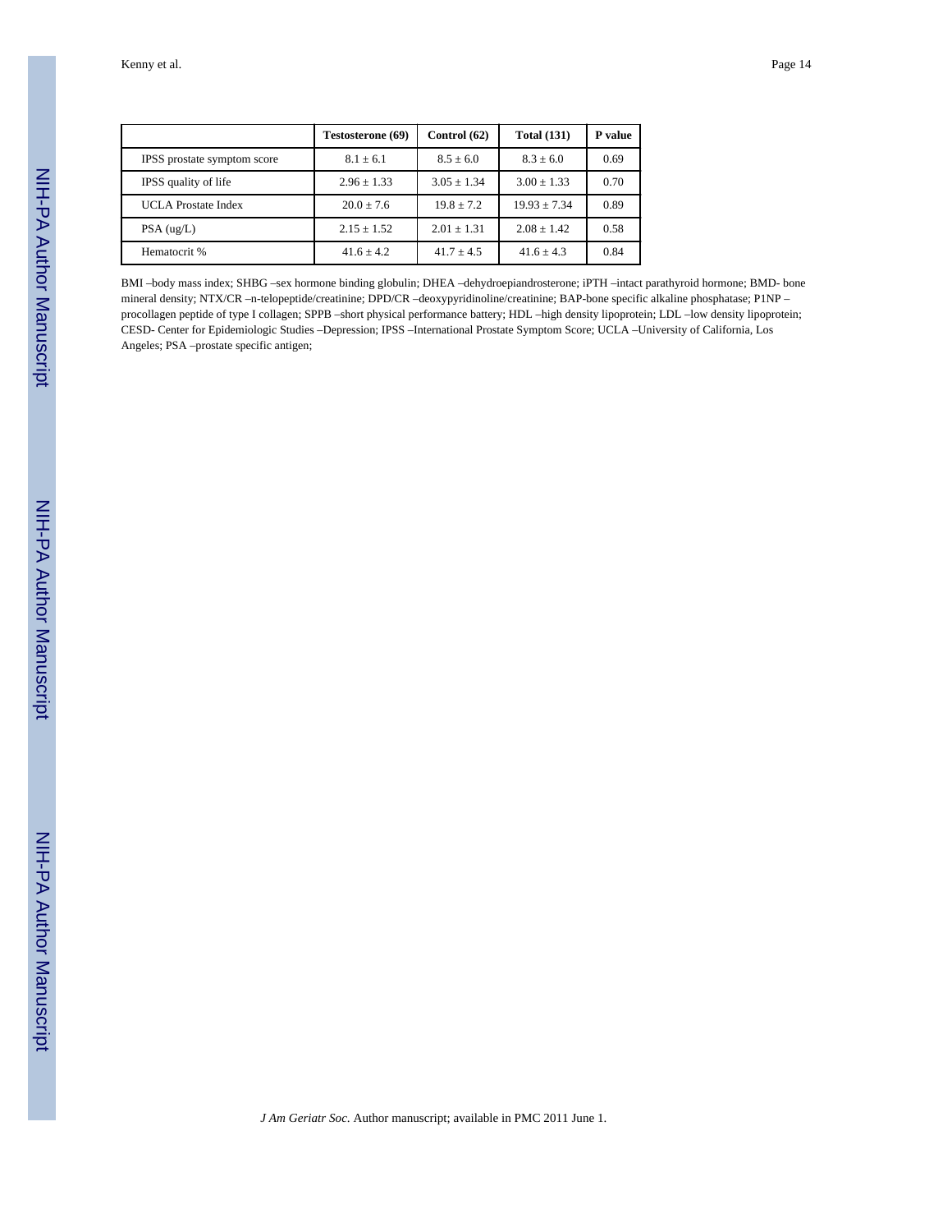| | Testosterone (69) | Control (62) | Total (131) | P value |
|---|---|---|---|---|
| IPSS prostate symptom score | 8.1 ± 6.1 | 8.5 ± 6.0 | 8.3 ± 6.0 | 0.69 |
| IPSS quality of life | 2.96 ± 1.33 | 3.05 ± 1.34 | 3.00 ± 1.33 | 0.70 |
| UCLA Prostate Index | 20.0 ± 7.6 | 19.8 ± 7.2 | 19.93 ± 7.34 | 0.89 |
| PSA (ug/L) | 2.15 ± 1.52 | 2.01 ± 1.31 | 2.08 ± 1.42 | 0.58 |
| Hematocrit % | 41.6 ± 4.2 | 41.7 ± 4.5 | 41.6 ± 4.3 | 0.84 |

BMI –body mass index; SHBG –sex hormone binding globulin; DHEA –dehydroepiandrosterone; iPTH –intact parathyroid hormone; BMD- bone mineral density; NTX/CR –n-telopeptide/creatinine; DPD/CR –deoxypyridinoline/creatinine; BAP-bone specific alkaline phosphatase; P1NP –procollagen peptide of type I collagen; SPPB –short physical performance battery; HDL –high density lipoprotein; LDL –low density lipoprotein; CESD- Center for Epidemiologic Studies –Depression; IPSS –International Prostate Symptom Score; UCLA –University of California, Los Angeles; PSA –prostate specific antigen;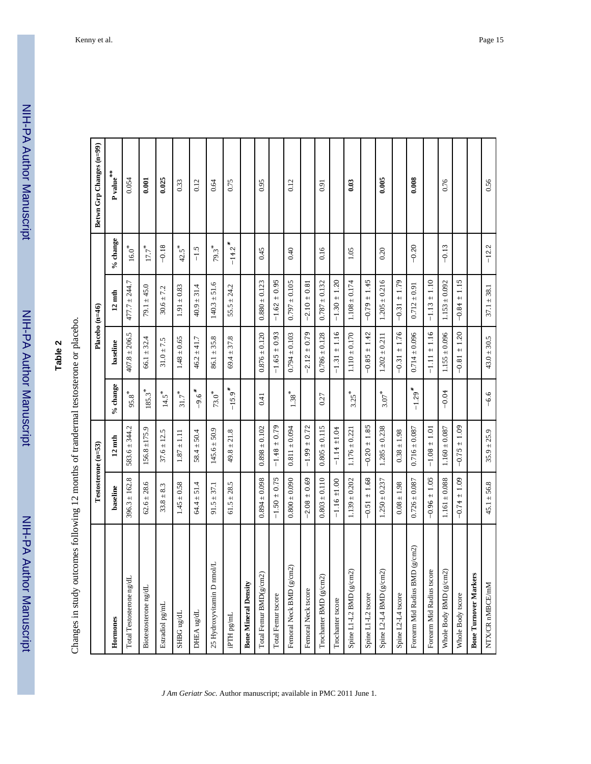## Table 2

Changes in study outcomes following 12 months of trandermal testosterone or placebo.

| | Testosterone (n=53) | | | Placebo (n=46) | | | Betwn Grp Changes (n=99) |
|---|---|---|---|---|---|---|---|
| **Hormones** | **baseline** | **12 mth** | **% change** | **baseline** | **12 mth** | **% change** | **P value**** |
| Total Testosterone ng/dL | 396.3 ± 162.8 | 583.6 ± 344.2 | 95.8* | 407.8 ± 206.5 | 477.7 ± 244.7 | 16.0* | 0.054 |
| Biotestosterone ng/dL | 62.6 ± 28.6 | 156.8 ±175.9 | 185.3* | 66.1 ± 32.4 | 79.1 ± 45.0 | 17.7* | **0.001** |
| Estradiol pg/mL | 33.8 ± 8.3 | 37.6 ± 12.5 | 14.5* | 31.0 ± 7.5 | 30.6 ± 7.2 | −0.18 | **0.025** |
| SHBG ug/dL | 1.45 ± 0.58 | 1.87 ± 1.11 | 31.7* | 1.48 ± 0.65 | 1.91 ± 0.83 | 42.5* | 0.33 |
| DHEA ug/dL | 64.4 ± 51.4 | 58.4 ± 50.4 | −9.6* | 46.2 ± 41.7 | 40.9 ± 31.4 | −1.5 | 0.12 |
| 25 Hydroxyvitamin D nmol/L | 91.5 ± 37.1 | 145.6 ± 50.9 | 73.0* | 86.1 ± 35.8 | 140.3 ± 51.6 | 79.3* | 0.64 |
| iPTH pg/mL | 61.5 ± 28.5 | 49.8 ± 21.8 | −15.9* | 69.4 ± 37.8 | 55.5 ± 24.2 | −14.2* | 0.75 |
| **Bone Mineral Density** | | | | | | | |
| Total Femur BMD(g/cm2) | 0.894 ± 0.098 | 0.898 ± 0.102 | 0.41 | 0.876 ± 0.120 | 0.880 ± 0.123 | 0.45 | 0.95 |
| Total Femur tscore | −1.50 ± 0.75 | −1.48 ± 0.79 | | −1.65 ± 0.93 | −1.62 ± 0.95 | | |
| Femoral Neck BMD (g/cm2) | 0.800 ± 0.090 | 0.811 ± 0.094 | 1.38* | 0.794 ± 0.103 | 0.797 ± 0.105 | 0.40 | 0.12 |
| Femoral Neck tscore | −2.08 ± 0.69 | −1.99 ± 0.72 | | −2.12 ± 0.79 | −2.10 ± 0.81 | | |
| Trochanter BMD (g/cm2) | 0.803 ± 0.110 | 0.805 ± 0.115 | 0.27 | 0.786 ± 0.128 | 0.787 ± 0.132 | 0.16 | 0.91 |
| Trochanter tscore | −1.16 ±1.00 | −1.14 ±1.04 | | −1.31 ± 1.16 | −1.30 ± 1.20 | | |
| Spine L1-L2 BMD (g/cm2) | 1.139 ± 0.202 | 1.176 ± 0.221 | 3.25* | 1.110 ± 0.170 | 1.108 ± 0.174 | 1.05 | **0.03** |
| Spine L1-L2 tscore | −0.51 ± 1.68 | −0.20 ± 1.85 | | −0.85 ± 1.42 | −0.79 ± 1.45 | | |
| Spine L2-L4 BMD (g/cm2) | 1.250 ± 0.237 | 1.285 ± 0.238 | 3.07* | 1.202 ± 0.211 | 1.205 ± 0.216 | 0.20 | **0.005** |
| Spine L2-L4 tscore | 0.08 ± 1.98 | 0.38 ± 1.98 | | −0.31 ± 1.76 | −0.31 ± 1.79 | | |
| Forearm Mid Radius BMD (g/cm2) | 0.726 ± 0.087 | 0.716 ± 0.087 | −1.29* | 0.714 ± 0.096 | 0.712 ± 0.91 | −0.20 | **0.008** |
| Forearm Mid Radius tscore | −0.96 ± 1.05 | −1.08 ± 1.01 | | −1.11 ± 1.16 | −1.13 ± 1.10 | | |
| Whole Body BMD (g/cm2) | 1.161 ± 0.088 | 1.160 ± 0.087 | −0.04 | 1.155 ± 0.096 | 1.153 ± 0.092 | −0.13 | 0.76 |
| Whole Body tscore | −0.74 ± 1.09 | −0.75 ± 1.09 | | −0.81 ± 1.20 | −0.84 ± 1.15 | | |
| **Bone Turnover Markers** | | | | | | | |
| NTX/CR nMBCE/mM | 45.1 ± 56.8 | 35.9 ± 25.9 | −6.6 | 43.0 ± 30.5 | 37.1 ± 38.1 | −12.2 | 0.56 |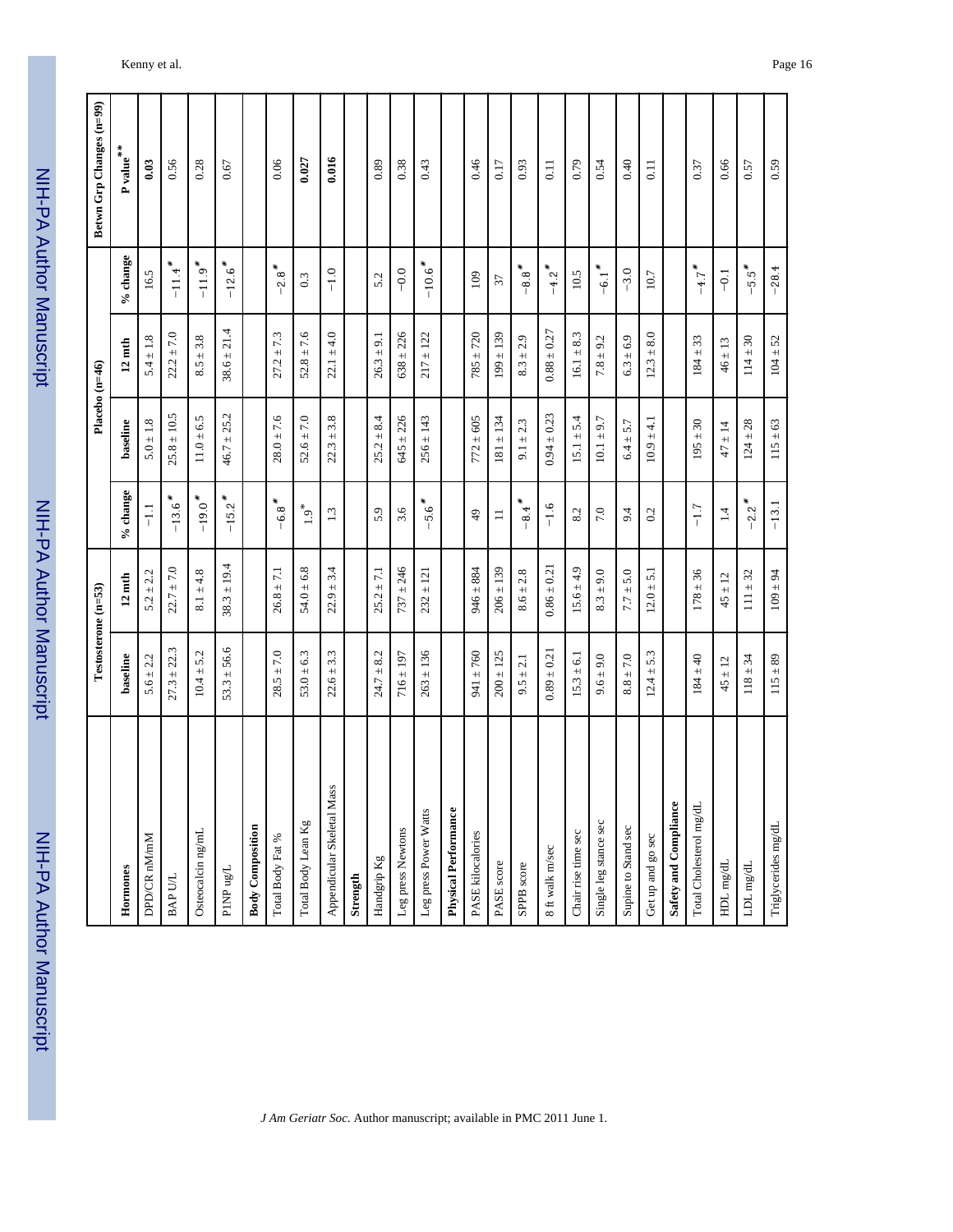| | Testosterone (n=53) | | | Placebo (n=46) | | | Betwn Grp Changes (n=99) |
|---|---|---|---|---|---|---|---|
| **Hormones** | **baseline** | **12 mth** | **% change** | **baseline** | **12 mth** | **% change** | **P value**** |
| DPD/CR nM/mM | 5.6 ± 2.2 | 5.2 ± 2.2 | −1.1 | 5.0 ± 1.8 | 5.4 ± 1.8 | 16.5 | **0.03** |
| BAP U/L | 27.3 ± 22.3 | 22.7 ± 7.0 | −13.6* | 25.8 ± 10.5 | 22.2 ± 7.0 | −11.4* | 0.56 |
| Osteocalcin ng/mL | 10.4 ± 5.2 | 8.1 ± 4.8 | −19.0* | 11.0 ± 6.5 | 8.5 ± 3.8 | −11.9* | 0.28 |
| P1NP ug/L | 53.3 ± 56.6 | 38.3 ± 19.4 | −15.2* | 46.7 ± 25.2 | 38.6 ± 21.4 | −12.6* | 0.67 |
| **Body Composition** | | | | | | | |
| Total Body Fat % | 28.5 ± 7.0 | 26.8 ± 7.1 | −6.8* | 28.0 ± 7.6 | 27.2 ± 7.3 | −2.8* | 0.06 |
| Total Body Lean Kg | 53.0 ± 6.3 | 54.0 ± 6.8 | 1.9* | 52.6 ± 7.0 | 52.8 ± 7.6 | 0.3 | **0.027** |
| Appendicular Skeletal Mass | 22.6 ± 3.3 | 22.9 ± 3.4 | 1.3 | 22.3 ± 3.8 | 22.1 ± 4.0 | −1.0 | **0.016** |
| **Strength** | | | | | | | |
| Handgrip Kg | 24.7 ± 8.2 | 25.2 ± 7.1 | 5.9 | 25.2 ± 8.4 | 26.3 ± 9.1 | 5.2 | 0.89 |
| Leg press Newtons | 716 ± 197 | 737 ± 246 | 3.6 | 645 ± 226 | 638 ± 226 | −0.0 | 0.38 |
| Leg press Power Watts | 263 ± 136 | 232 ± 121 | −5.6* | 256 ± 143 | 217 ± 122 | −10.6* | 0.43 |
| **Physical Performance** | | | | | | | |
| PASE kilocalories | 941 ± 760 | 946 ± 884 | 49 | 772 ± 605 | 785 ± 720 | 109 | 0.46 |
| PASE score | 200 ± 125 | 206 ± 139 | 11 | 181 ± 134 | 199 ± 139 | 37 | 0.17 |
| SPPB score | 9.5 ± 2.1 | 8.6 ± 2.8 | −8.4* | 9.1 ± 2.3 | 8.3 ± 2.9 | −8.8* | 0.93 |
| 8 ft walk m/sec | 0.89 ± 0.21 | 0.86 ± 0.21 | −1.6 | 0.94 ± 0.23 | 0.88 ± 0.27 | −4.2* | 0.11 |
| Chair rise time sec | 15.3 ± 6.1 | 15.6 ± 4.9 | 8.2 | 15.1 ± 5.4 | 16.1 ± 8.3 | 10.5 | 0.79 |
| Single leg stance sec | 9.6 ± 9.0 | 8.3 ± 9.0 | 7.0 | 10.1 ± 9.7 | 7.8 ± 9.2 | −6.1* | 0.54 |
| Supine to Stand sec | 8.8 ± 7.0 | 7.7 ± 5.0 | 9.4 | 6.4 ± 5.7 | 6.3 ± 6.9 | −3.0 | 0.40 |
| Get up and go sec | 12.4 ± 5.3 | 12.0 ± 5.1 | 0.2 | 10.9 ± 4.1 | 12.3 ± 8.0 | 10.7 | 0.11 |
| **Safety and Compliance** | | | | | | | |
| Total Cholesterol mg/dL | 184 ± 40 | 178 ± 36 | −1.7 | 195 ± 30 | 184 ± 33 | −4.7* | 0.37 |
| HDL mg/dL | 45 ± 12 | 45 ± 12 | 1.4 | 47 ± 14 | 46 ± 13 | −0.1 | 0.66 |
| LDL mg/dL | 118 ± 34 | 111 ± 32 | −2.2* | 124 ± 28 | 114 ± 30 | −5.5* | 0.57 |
| Triglycerides mg/dL | 115 ± 89 | 109 ± 94 | −13.1 | 115 ± 63 | 104 ± 52 | −28.4 | 0.59 |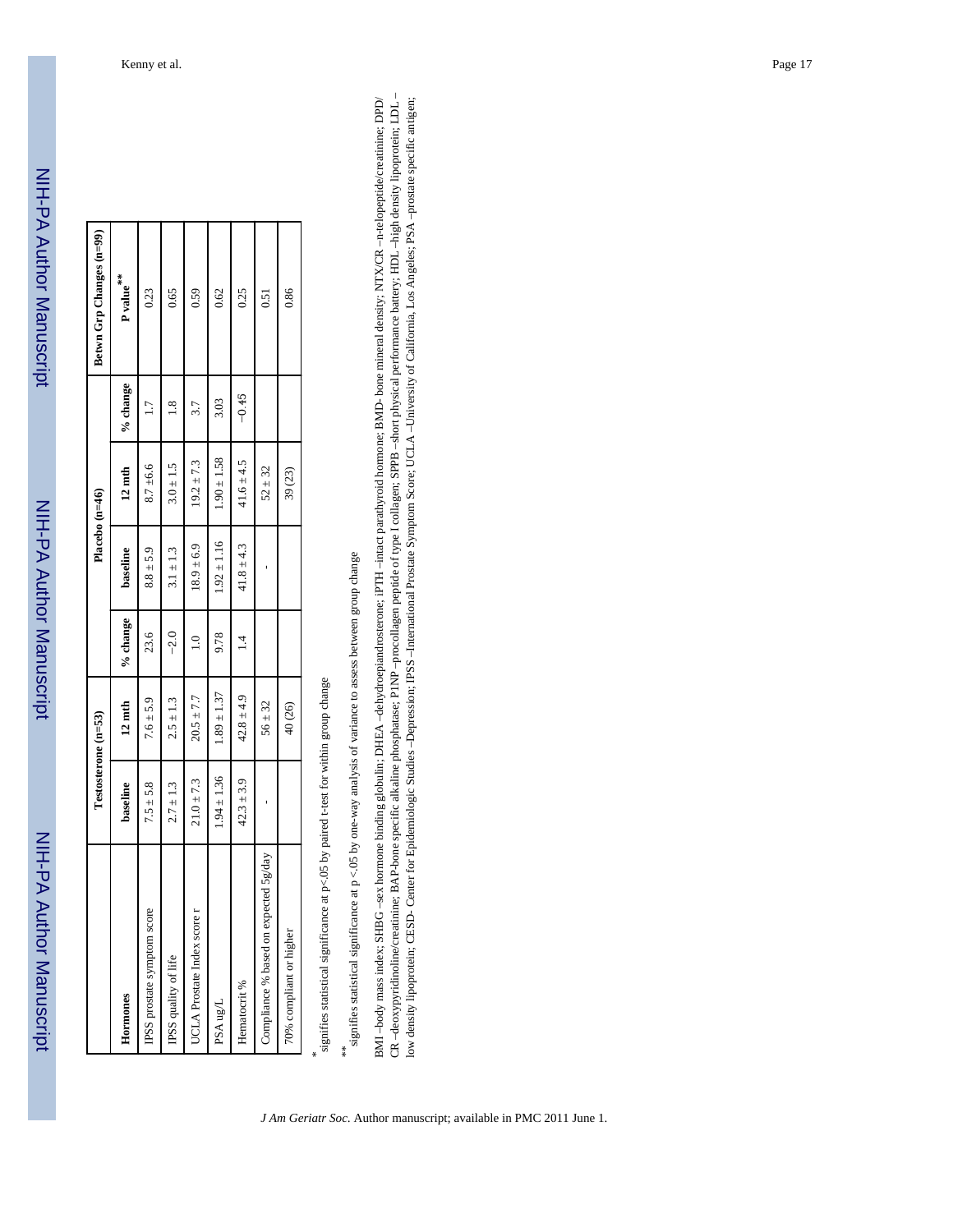| Hormones | Testosterone (n=53) | | | Placebo (n=46) | | | Betwn Grp Changes (n=99) |
|---|---|---|---|---|---|---|---|
| | baseline | 12 mth | % change | baseline | 12 mth | % change | P value** |
| IPSS prostate symptom score | 7.5 ± 5.8 | 7.6 ± 5.9 | 23.6 | 8.8 ± 5.9 | 8.7 ±6.6 | 1.7 | 0.23 |
| IPSS quality of life | 2.7 ± 1.3 | 2.5 ± 1.3 | −2.0 | 3.1 ± 1.3 | 3.0 ± 1.5 | 1.8 | 0.65 |
| UCLA Prostate Index score r | 21.0 ± 7.3 | 20.5 ± 7.7 | 1.0 | 18.9 ± 6.9 | 19.2 ± 7.3 | 3.7 | 0.59 |
| PSA ug/L | 1.94 ± 1.36 | 1.89 ± 1.37 | 9.78 | 1.92 ± 1.16 | 1.90 ± 1.58 | 3.03 | 0.62 |
| Hematocrit % | 42.3 ± 3.9 | 42.8 ± 4.9 | 1.4 | 41.8 ± 4.3 | 41.6 ± 4.5 | −0.45 | 0.25 |
| Compliance % based on expected 5g/day | - | 56 ± 32 | | - | 52 ± 32 | | 0.51 |
| 70% compliant or higher | | 40 (26) | | | 39 (23) | | 0.86 |

\* signifies statistical significance at p<.05 by paired t-test for within group change

\*\* signifies statistical significance at p <.05 by one-way analysis of variance to assess between group change

BMI –body mass index; SHBG –sex hormone binding globulin; DHEA –dehydroepiandrosterone; iPTH –intact parathyroid hormone; BMD- bone mineral density; NTX/CR –n-telopeptide/creatinine; DPD/CR –deoxypyridinoline/creatinine; BAP-bone specific alkaline phosphatase; P1NP –procollagen peptide of type I collagen; SPPB –short physical performance battery; HDL –high density lipoprotein; LDL –low density lipoprotein; CESD- Center for Epidemiologic Studies –Depression; IPSS –International Prostate Symptom Score; UCLA –University of California, Los Angeles; PSA –prostate specific antigen;